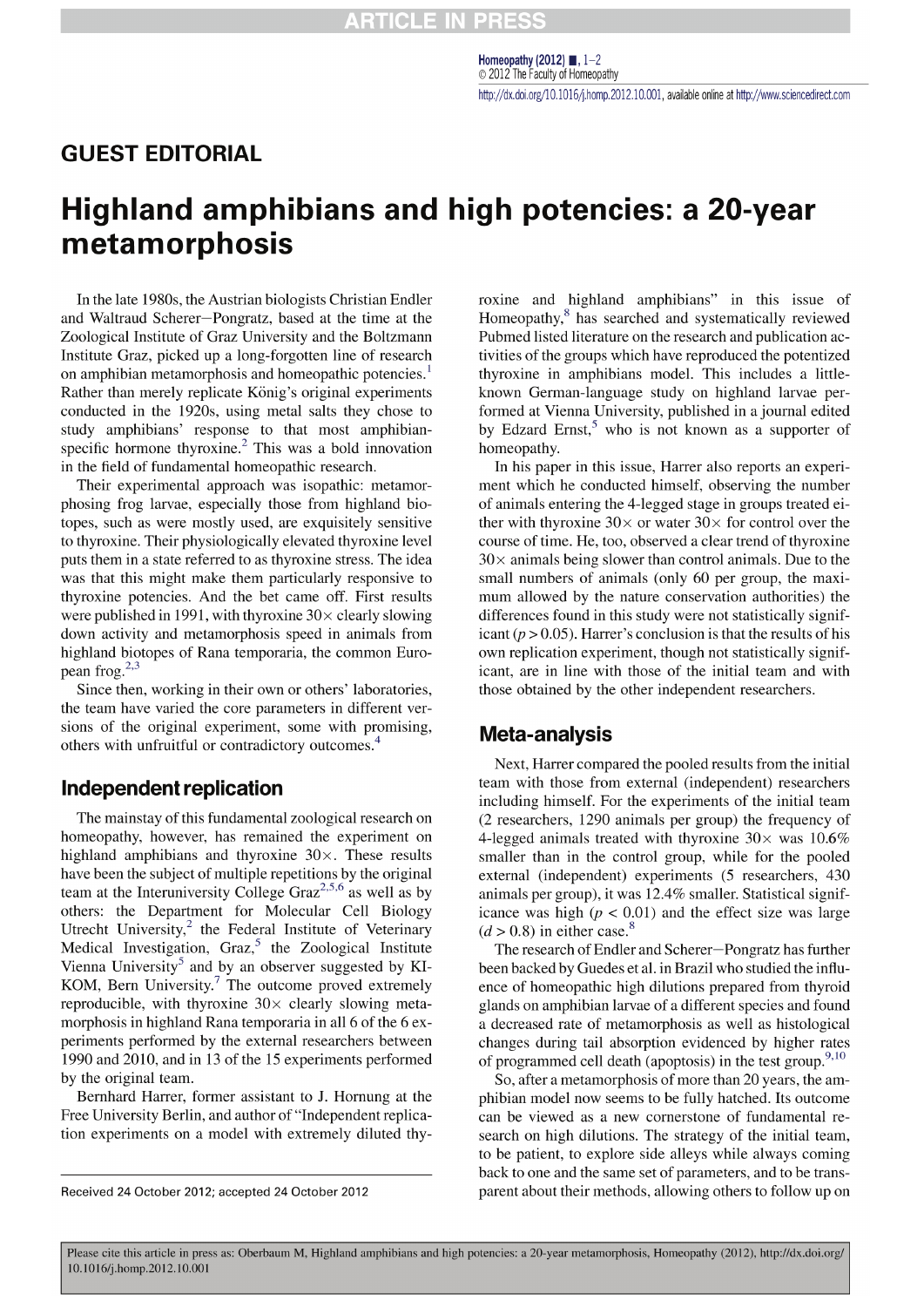GUEST EDITORIAL

# Highland amphibians and high potencies: a 20-year metamorphosis

In the late 1980s, the Austrian biologists Christian Endler and Waltraud Scherer–Pongratz, based at the time at the Zoological Institute of Graz University and the Boltzmann Institute Graz, picked up a long-forgotten line of research on amphibian metamorphosis and homeopathic potencies.[1] Rather than merely replicate König's original experiments conducted in the 1920s, using metal salts they chose to study amphibians' response to that most amphibian-specific hormone thyroxine.[2] This was a bold innovation in the field of fundamental homeopathic research.

Their experimental approach was isopathic: metamorphosing frog larvae, especially those from highland biotopes, such as were mostly used, are exquisitely sensitive to thyroxine. Their physiologically elevated thyroxine level puts them in a state referred to as thyroxine stress. The idea was that this might make them particularly responsive to thyroxine potencies. And the bet came off. First results were published in 1991, with thyroxine 30× clearly slowing down activity and metamorphosis speed in animals from highland biotopes of Rana temporaria, the common European frog.[2,3]

Since then, working in their own or others' laboratories, the team have varied the core parameters in different versions of the original experiment, some with promising, others with unfruitful or contradictory outcomes.[4]

## Independent replication

The mainstay of this fundamental zoological research on homeopathy, however, has remained the experiment on highland amphibians and thyroxine 30×. These results have been the subject of multiple repetitions by the original team at the Interuniversity College Graz[2,5,6] as well as by others: the Department for Molecular Cell Biology Utrecht University,[2] the Federal Institute of Veterinary Medical Investigation, Graz,[5] the Zoological Institute Vienna University[5] and by an observer suggested by KIKOM, Bern University.[7] The outcome proved extremely reproducible, with thyroxine 30× clearly slowing metamorphosis in highland Rana temporaria in all 6 of the 6 experiments performed by the external researchers between 1990 and 2010, and in 13 of the 15 experiments performed by the original team.

Bernhard Harrer, former assistant to J. Hornung at the Free University Berlin, and author of "Independent replication experiments on a model with extremely diluted thyroxine and highland amphibians" in this issue of Homeopathy,[8] has searched and systematically reviewed Pubmed listed literature on the research and publication activities of the groups which have reproduced the potentized thyroxine in amphibians model. This includes a little-known German-language study on highland larvae performed at Vienna University, published in a journal edited by Edzard Ernst,[5] who is not known as a supporter of homeopathy.

In his paper in this issue, Harrer also reports an experiment which he conducted himself, observing the number of animals entering the 4-legged stage in groups treated either with thyroxine 30× or water 30× for control over the course of time. He, too, observed a clear trend of thyroxine 30× animals being slower than control animals. Due to the small numbers of animals (only 60 per group, the maximum allowed by the nature conservation authorities) the differences found in this study were not statistically significant ($p > 0.05$). Harrer's conclusion is that the results of his own replication experiment, though not statistically significant, are in line with those of the initial team and with those obtained by the other independent researchers.

## Meta-analysis

Next, Harrer compared the pooled results from the initial team with those from external (independent) researchers including himself. For the experiments of the initial team (2 researchers, 1290 animals per group) the frequency of 4-legged animals treated with thyroxine 30× was 10.6% smaller than in the control group, while for the pooled external (independent) experiments (5 researchers, 430 animals per group), it was 12.4% smaller. Statistical significance was high ($p < 0.01$) and the effect size was large ($d > 0.8$) in either case.[8]

The research of Endler and Scherer–Pongratz has further been backed by Guedes et al. in Brazil who studied the influence of homeopathic high dilutions prepared from thyroid glands on amphibian larvae of a different species and found a decreased rate of metamorphosis as well as histological changes during tail absorption evidenced by higher rates of programmed cell death (apoptosis) in the test group.[9,10]

So, after a metamorphosis of more than 20 years, the amphibian model now seems to be fully hatched. Its outcome can be viewed as a new cornerstone of fundamental research on high dilutions. The strategy of the initial team, to be patient, to explore side alleys while always coming back to one and the same set of parameters, and to be transparent about their methods, allowing others to follow up on

Received 24 October 2012; accepted 24 October 2012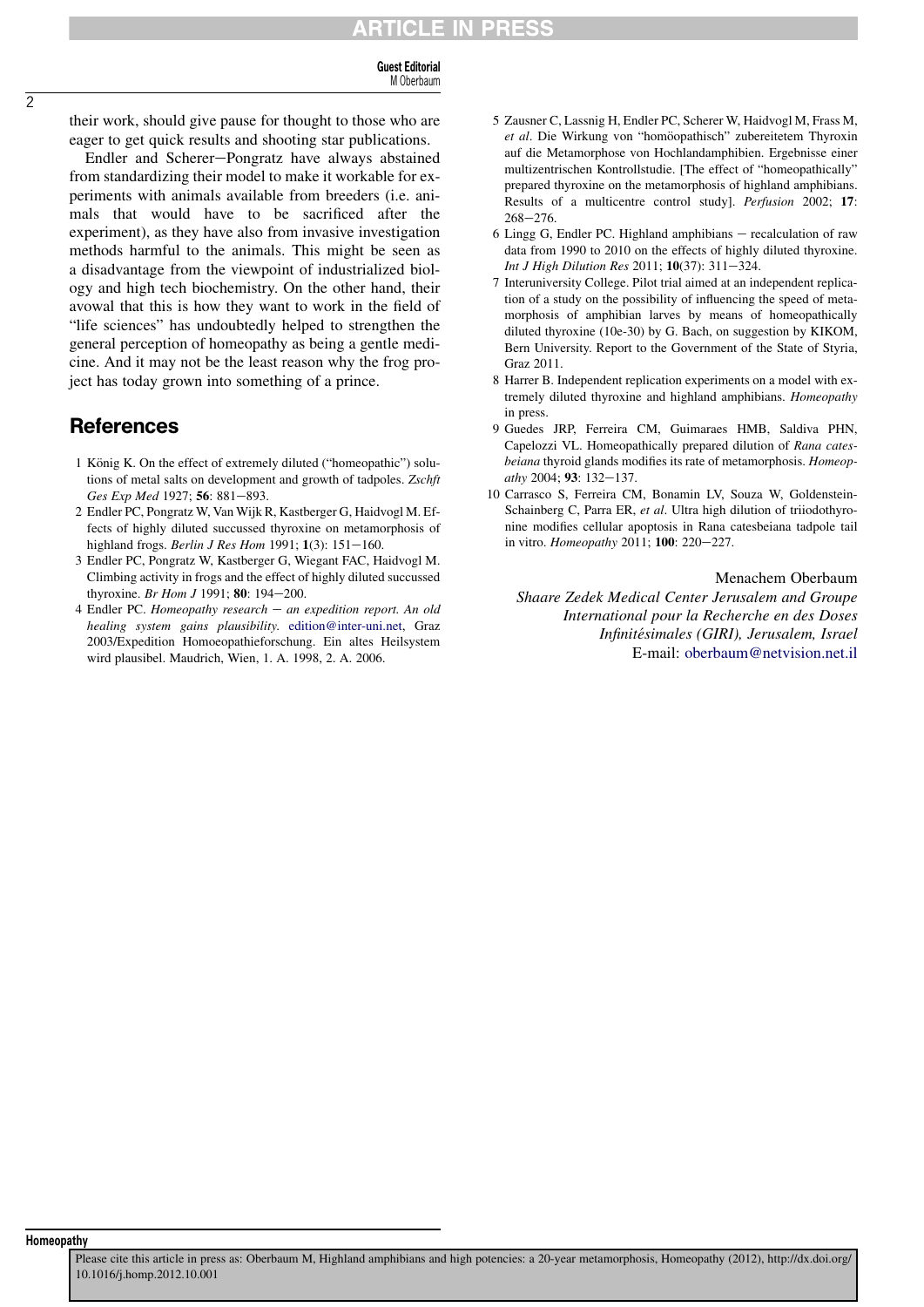their work, should give pause for thought to those who are eager to get quick results and shooting star publications.

Endler and Scherer–Pongratz have always abstained from standardizing their model to make it workable for experiments with animals available from breeders (i.e. animals that would have to be sacrificed after the experiment), as they have also from invasive investigation methods harmful to the animals. This might be seen as a disadvantage from the viewpoint of industrialized biology and high tech biochemistry. On the other hand, their avowal that this is how they want to work in the field of "life sciences" has undoubtedly helped to strengthen the general perception of homeopathy as being a gentle medicine. And it may not be the least reason why the frog project has today grown into something of a prince.

## References

1 König K. On the effect of extremely diluted ("homeopathic") solutions of metal salts on development and growth of tadpoles. *Zschft Ges Exp Med* 1927; **56**: 881–893.

2 Endler PC, Pongratz W, Van Wijk R, Kastberger G, Haidvogl M. Effects of highly diluted succussed thyroxine on metamorphosis of highland frogs. *Berlin J Res Hom* 1991; **1**(3): 151–160.

3 Endler PC, Pongratz W, Kastberger G, Wiegant FAC, Haidvogl M. Climbing activity in frogs and the effect of highly diluted succussed thyroxine. *Br Hom J* 1991; **80**: 194–200.

4 Endler PC. *Homeopathy research – an expedition report. An old healing system gains plausibility.* edition@inter-uni.net, Graz 2003/Expedition Homoeopathieforschung. Ein altes Heilsystem wird plausibel. Maudrich, Wien, 1. A. 1998, 2. A. 2006.

5 Zausner C, Lassnig H, Endler PC, Scherer W, Haidvogl M, Frass M, *et al*. Die Wirkung von "homöopathisch" zubereitetem Thyroxin auf die Metamorphose von Hochlandamphibien. Ergebnisse einer multizentrischen Kontrollstudie. [The effect of "homeopathically" prepared thyroxine on the metamorphosis of highland amphibians. Results of a multicentre control study]. *Perfusion* 2002; **17**: 268–276.

6 Lingg G, Endler PC. Highland amphibians – recalculation of raw data from 1990 to 2010 on the effects of highly diluted thyroxine. *Int J High Dilution Res* 2011; **10**(37): 311–324.

7 Interuniversity College. Pilot trial aimed at an independent replication of a study on the possibility of influencing the speed of metamorphosis of amphibian larves by means of homeopathically diluted thyroxine (10e-30) by G. Bach, on suggestion by KIKOM, Bern University. Report to the Government of the State of Styria, Graz 2011.

8 Harrer B. Independent replication experiments on a model with extremely diluted thyroxine and highland amphibians. *Homeopathy* in press.

9 Guedes JRP, Ferreira CM, Guimaraes HMB, Saldiva PHN, Capelozzi VL. Homeopathically prepared dilution of *Rana catesbeiana* thyroid glands modifies its rate of metamorphosis. *Homeopathy* 2004; **93**: 132–137.

10 Carrasco S, Ferreira CM, Bonamin LV, Souza W, Goldenstein-Schainberg C, Parra ER, *et al*. Ultra high dilution of triiodothyronine modifies cellular apoptosis in Rana catesbeiana tadpole tail in vitro. *Homeopathy* 2011; **100**: 220–227.

Menachem Oberbaum
*Shaare Zedek Medical Center Jerusalem and Groupe International pour la Recherche en des Doses Infinitésimales (GIRI), Jerusalem, Israel*
E-mail: oberbaum@netvision.net.il

Please cite this article in press as: Oberbaum M, Highland amphibians and high potencies: a 20-year metamorphosis, Homeopathy (2012), http://dx.doi.org/10.1016/j.homp.2012.10.001